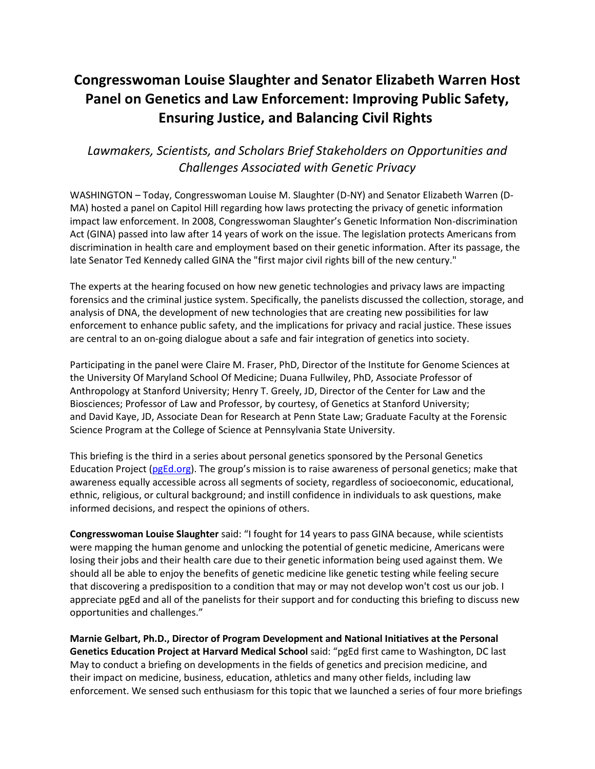# Congresswoman Louise Slaughter and Senator Elizabeth Warren Host Panel on Genetics and Law Enforcement: Improving Public Safety, Ensuring Justice, and Balancing Civil Rights

*Lawmakers, Scientists, and Scholars Brief Stakeholders on Opportunities and Challenges Associated with Genetic Privacy*

WASHINGTON – Today, Congresswoman Louise M. Slaughter (D-NY) and Senator Elizabeth Warren (D-MA) hosted a panel on Capitol Hill regarding how laws protecting the privacy of genetic information impact law enforcement. In 2008, Congresswoman Slaughter's Genetic Information Non-discrimination Act (GINA) passed into law after 14 years of work on the issue. The legislation protects Americans from discrimination in health care and employment based on their genetic information. After its passage, the late Senator Ted Kennedy called GINA the "first major civil rights bill of the new century."

The experts at the hearing focused on how new genetic technologies and privacy laws are impacting forensics and the criminal justice system. Specifically, the panelists discussed the collection, storage, and analysis of DNA, the development of new technologies that are creating new possibilities for law enforcement to enhance public safety, and the implications for privacy and racial justice. These issues are central to an on-going dialogue about a safe and fair integration of genetics into society.

Participating in the panel were Claire M. Fraser, PhD, Director of the Institute for Genome Sciences at the University Of Maryland School Of Medicine; Duana Fullwiley, PhD, Associate Professor of Anthropology at Stanford University; Henry T. Greely, JD, Director of the Center for Law and the Biosciences; Professor of Law and Professor, by courtesy, of Genetics at Stanford University; and David Kaye, JD, Associate Dean for Research at Penn State Law; Graduate Faculty at the Forensic Science Program at the College of Science at Pennsylvania State University.

This briefing is the third in a series about personal genetics sponsored by the Personal Genetics Education Project ([pgEd.org](pgEd.org)). The group's mission is to raise awareness of personal genetics; make that awareness equally accessible across all segments of society, regardless of socioeconomic, educational, ethnic, religious, or cultural background; and instill confidence in individuals to ask questions, make informed decisions, and respect the opinions of others.

**Congresswoman Louise Slaughter** said: "I fought for 14 years to pass GINA because, while scientists were mapping the human genome and unlocking the potential of genetic medicine, Americans were losing their jobs and their health care due to their genetic information being used against them. We should all be able to enjoy the benefits of genetic medicine like genetic testing while feeling secure that discovering a predisposition to a condition that may or may not develop won't cost us our job. I appreciate pgEd and all of the panelists for their support and for conducting this briefing to discuss new opportunities and challenges."

**Marnie Gelbart, Ph.D., Director of Program Development and National Initiatives at the Personal Genetics Education Project at Harvard Medical School** said: "pgEd first came to Washington, DC last May to conduct a briefing on developments in the fields of genetics and precision medicine, and their impact on medicine, business, education, athletics and many other fields, including law enforcement. We sensed such enthusiasm for this topic that we launched a series of four more briefings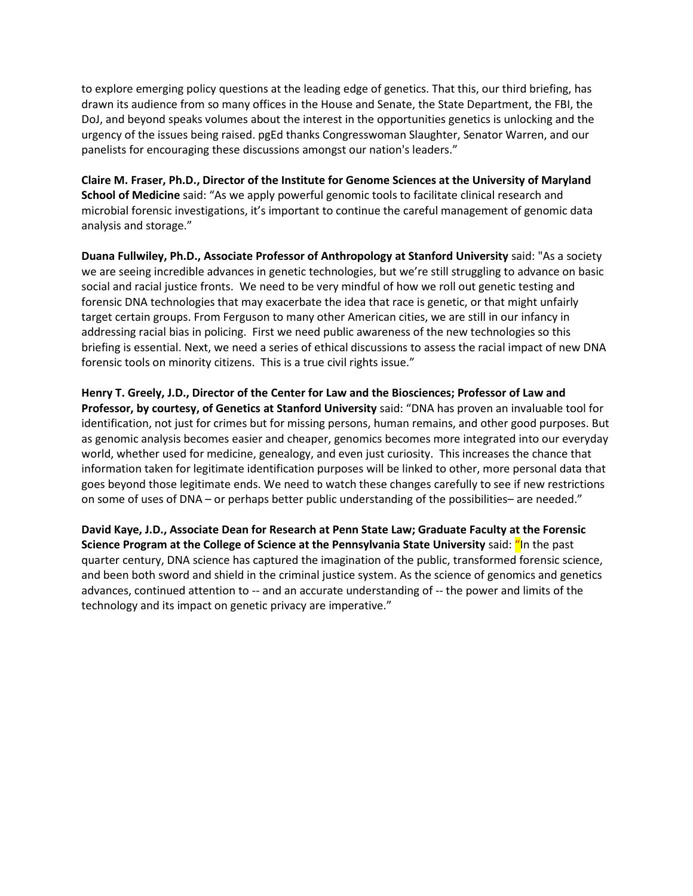to explore emerging policy questions at the leading edge of genetics. That this, our third briefing, has drawn its audience from so many offices in the House and Senate, the State Department, the FBI, the DoJ, and beyond speaks volumes about the interest in the opportunities genetics is unlocking and the urgency of the issues being raised. pgEd thanks Congresswoman Slaughter, Senator Warren, and our panelists for encouraging these discussions amongst our nation's leaders."

**Claire M. Fraser, Ph.D., Director of the Institute for Genome Sciences at the University of Maryland School of Medicine** said: "As we apply powerful genomic tools to facilitate clinical research and microbial forensic investigations, it's important to continue the careful management of genomic data analysis and storage."

**Duana Fullwiley, Ph.D., Associate Professor of Anthropology at Stanford University** said: "As a society we are seeing incredible advances in genetic technologies, but we're still struggling to advance on basic social and racial justice fronts. We need to be very mindful of how we roll out genetic testing and forensic DNA technologies that may exacerbate the idea that race is genetic, or that might unfairly target certain groups. From Ferguson to many other American cities, we are still in our infancy in addressing racial bias in policing. First we need public awareness of the new technologies so this briefing is essential. Next, we need a series of ethical discussions to assess the racial impact of new DNA forensic tools on minority citizens. This is a true civil rights issue."

**Henry T. Greely, J.D., Director of the Center for Law and the Biosciences; Professor of Law and Professor, by courtesy, of Genetics at Stanford University** said: "DNA has proven an invaluable tool for identification, not just for crimes but for missing persons, human remains, and other good purposes. But as genomic analysis becomes easier and cheaper, genomics becomes more integrated into our everyday world, whether used for medicine, genealogy, and even just curiosity. This increases the chance that information taken for legitimate identification purposes will be linked to other, more personal data that goes beyond those legitimate ends. We need to watch these changes carefully to see if new restrictions on some of uses of DNA – or perhaps better public understanding of the possibilities– are needed."

**David Kaye, J.D., Associate Dean for Research at Penn State Law; Graduate Faculty at the Forensic Science Program at the College of Science at the Pennsylvania State University** said: "In the past quarter century, DNA science has captured the imagination of the public, transformed forensic science, and been both sword and shield in the criminal justice system. As the science of genomics and genetics advances, continued attention to -- and an accurate understanding of -- the power and limits of the technology and its impact on genetic privacy are imperative."